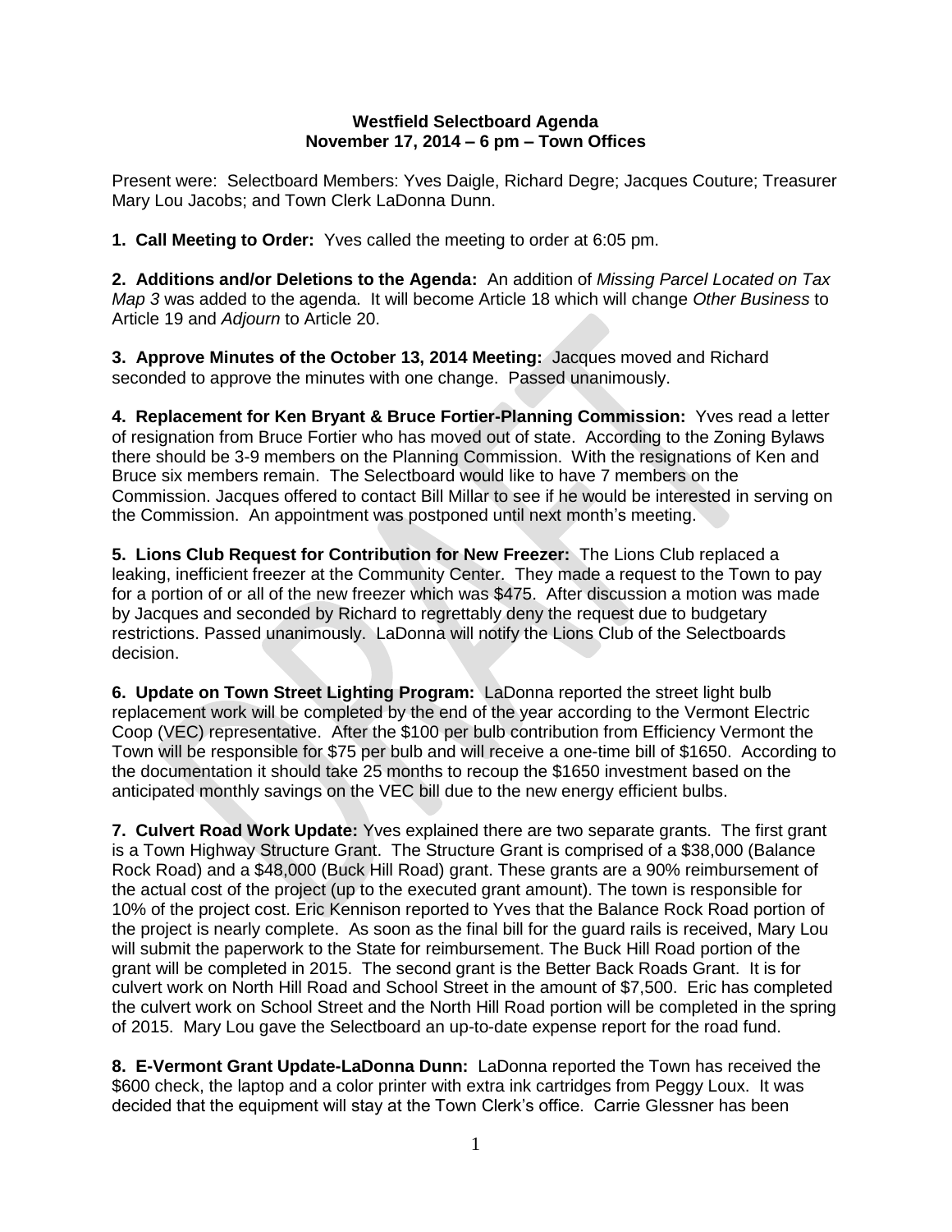**Westfield Selectboard Agenda**
**November 17, 2014 – 6 pm – Town Offices**

Present were: Selectboard Members: Yves Daigle, Richard Degre; Jacques Couture; Treasurer Mary Lou Jacobs; and Town Clerk LaDonna Dunn.

**1. Call Meeting to Order:** Yves called the meeting to order at 6:05 pm.

**2. Additions and/or Deletions to the Agenda:** An addition of *Missing Parcel Located on Tax Map 3* was added to the agenda. It will become Article 18 which will change *Other Business* to Article 19 and *Adjourn* to Article 20.

**3. Approve Minutes of the October 13, 2014 Meeting:** Jacques moved and Richard seconded to approve the minutes with one change. Passed unanimously.

**4. Replacement for Ken Bryant & Bruce Fortier-Planning Commission:** Yves read a letter of resignation from Bruce Fortier who has moved out of state. According to the Zoning Bylaws there should be 3-9 members on the Planning Commission. With the resignations of Ken and Bruce six members remain. The Selectboard would like to have 7 members on the Commission. Jacques offered to contact Bill Millar to see if he would be interested in serving on the Commission. An appointment was postponed until next month's meeting.

**5. Lions Club Request for Contribution for New Freezer:** The Lions Club replaced a leaking, inefficient freezer at the Community Center. They made a request to the Town to pay for a portion of or all of the new freezer which was $475. After discussion a motion was made by Jacques and seconded by Richard to regrettably deny the request due to budgetary restrictions. Passed unanimously. LaDonna will notify the Lions Club of the Selectboards decision.

**6. Update on Town Street Lighting Program:** LaDonna reported the street light bulb replacement work will be completed by the end of the year according to the Vermont Electric Coop (VEC) representative. After the $100 per bulb contribution from Efficiency Vermont the Town will be responsible for $75 per bulb and will receive a one-time bill of $1650. According to the documentation it should take 25 months to recoup the $1650 investment based on the anticipated monthly savings on the VEC bill due to the new energy efficient bulbs.

**7. Culvert Road Work Update:** Yves explained there are two separate grants. The first grant is a Town Highway Structure Grant. The Structure Grant is comprised of a $38,000 (Balance Rock Road) and a $48,000 (Buck Hill Road) grant. These grants are a 90% reimbursement of the actual cost of the project (up to the executed grant amount). The town is responsible for 10% of the project cost. Eric Kennison reported to Yves that the Balance Rock Road portion of the project is nearly complete. As soon as the final bill for the guard rails is received, Mary Lou will submit the paperwork to the State for reimbursement. The Buck Hill Road portion of the grant will be completed in 2015. The second grant is the Better Back Roads Grant. It is for culvert work on North Hill Road and School Street in the amount of $7,500. Eric has completed the culvert work on School Street and the North Hill Road portion will be completed in the spring of 2015. Mary Lou gave the Selectboard an up-to-date expense report for the road fund.

**8. E-Vermont Grant Update-LaDonna Dunn:** LaDonna reported the Town has received the $600 check, the laptop and a color printer with extra ink cartridges from Peggy Loux. It was decided that the equipment will stay at the Town Clerk's office. Carrie Glessner has been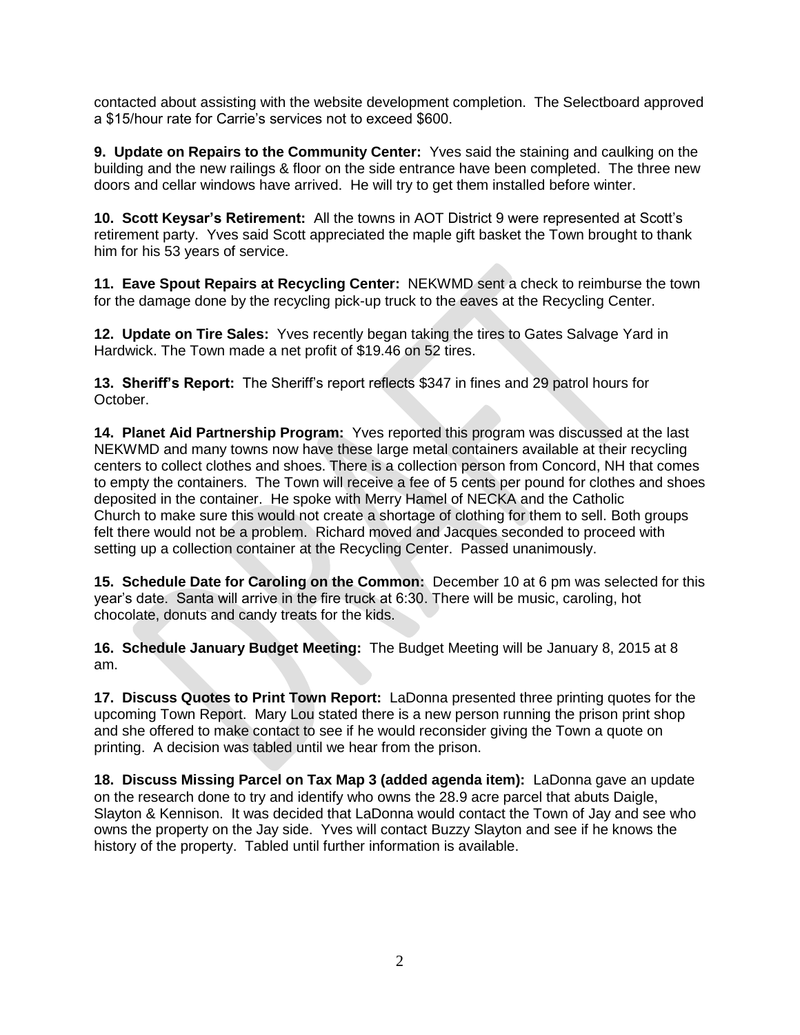contacted about assisting with the website development completion. The Selectboard approved a $15/hour rate for Carrie's services not to exceed $600.

**9. Update on Repairs to the Community Center:** Yves said the staining and caulking on the building and the new railings & floor on the side entrance have been completed. The three new doors and cellar windows have arrived. He will try to get them installed before winter.

**10. Scott Keysar's Retirement:** All the towns in AOT District 9 were represented at Scott's retirement party. Yves said Scott appreciated the maple gift basket the Town brought to thank him for his 53 years of service.

**11. Eave Spout Repairs at Recycling Center:** NEKWMD sent a check to reimburse the town for the damage done by the recycling pick-up truck to the eaves at the Recycling Center.

**12. Update on Tire Sales:** Yves recently began taking the tires to Gates Salvage Yard in Hardwick. The Town made a net profit of $19.46 on 52 tires.

**13. Sheriff's Report:** The Sheriff's report reflects $347 in fines and 29 patrol hours for October.

**14. Planet Aid Partnership Program:** Yves reported this program was discussed at the last NEKWMD and many towns now have these large metal containers available at their recycling centers to collect clothes and shoes. There is a collection person from Concord, NH that comes to empty the containers. The Town will receive a fee of 5 cents per pound for clothes and shoes deposited in the container. He spoke with Merry Hamel of NECKA and the Catholic Church to make sure this would not create a shortage of clothing for them to sell. Both groups felt there would not be a problem. Richard moved and Jacques seconded to proceed with setting up a collection container at the Recycling Center. Passed unanimously.

**15. Schedule Date for Caroling on the Common:** December 10 at 6 pm was selected for this year's date. Santa will arrive in the fire truck at 6:30. There will be music, caroling, hot chocolate, donuts and candy treats for the kids.

**16. Schedule January Budget Meeting:** The Budget Meeting will be January 8, 2015 at 8 am.

**17. Discuss Quotes to Print Town Report:** LaDonna presented three printing quotes for the upcoming Town Report. Mary Lou stated there is a new person running the prison print shop and she offered to make contact to see if he would reconsider giving the Town a quote on printing. A decision was tabled until we hear from the prison.

**18. Discuss Missing Parcel on Tax Map 3 (added agenda item):** LaDonna gave an update on the research done to try and identify who owns the 28.9 acre parcel that abuts Daigle, Slayton & Kennison. It was decided that LaDonna would contact the Town of Jay and see who owns the property on the Jay side. Yves will contact Buzzy Slayton and see if he knows the history of the property. Tabled until further information is available.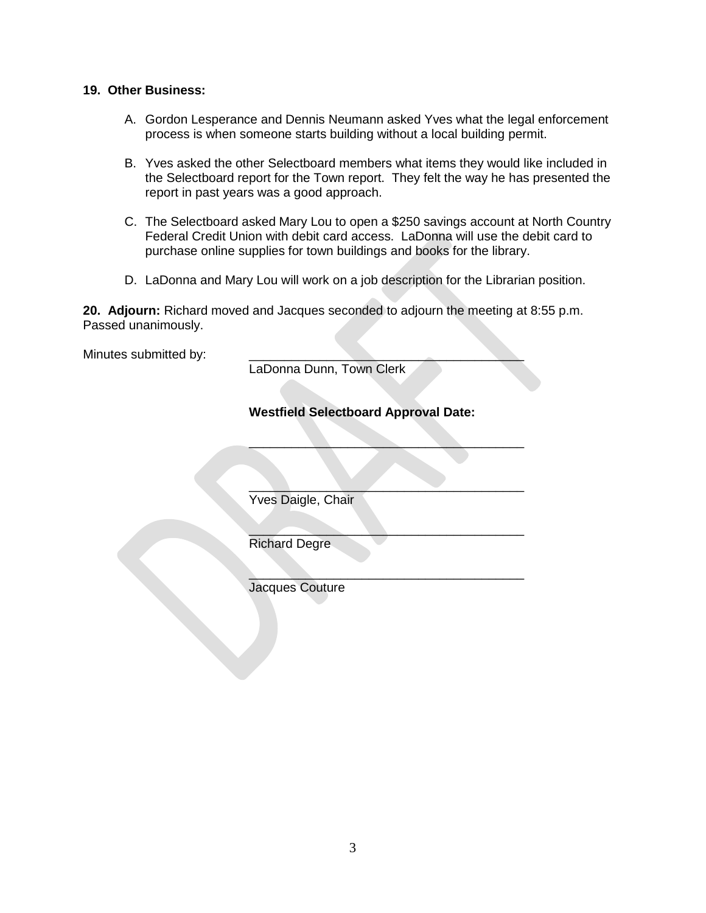**19. Other Business:**

A. Gordon Lesperance and Dennis Neumann asked Yves what the legal enforcement process is when someone starts building without a local building permit.

B. Yves asked the other Selectboard members what items they would like included in the Selectboard report for the Town report. They felt the way he has presented the report in past years was a good approach.

C. The Selectboard asked Mary Lou to open a $250 savings account at North Country Federal Credit Union with debit card access. LaDonna will use the debit card to purchase online supplies for town buildings and books for the library.

D. LaDonna and Mary Lou will work on a job description for the Librarian position.

**20. Adjourn:** Richard moved and Jacques seconded to adjourn the meeting at 8:55 p.m. Passed unanimously.

Minutes submitted by: \_\_\_\_\_\_\_\_\_\_\_\_\_\_\_\_\_\_\_\_\_\_\_\_\_\_\_\_\_\_\_\_\_\_\_\_\_\_\_\_

LaDonna Dunn, Town Clerk

**Westfield Selectboard Approval Date:**

\_\_\_\_\_\_\_\_\_\_\_\_\_\_\_\_\_\_\_\_\_\_\_\_\_\_\_\_\_\_\_\_\_\_\_\_\_\_\_\_

\_\_\_\_\_\_\_\_\_\_\_\_\_\_\_\_\_\_\_\_\_\_\_\_\_\_\_\_\_\_\_\_\_\_\_\_\_\_\_\_

Yves Daigle, Chair

\_\_\_\_\_\_\_\_\_\_\_\_\_\_\_\_\_\_\_\_\_\_\_\_\_\_\_\_\_\_\_\_\_\_\_\_\_\_\_\_

Richard Degre

\_\_\_\_\_\_\_\_\_\_\_\_\_\_\_\_\_\_\_\_\_\_\_\_\_\_\_\_\_\_\_\_\_\_\_\_\_\_\_\_

Jacques Couture